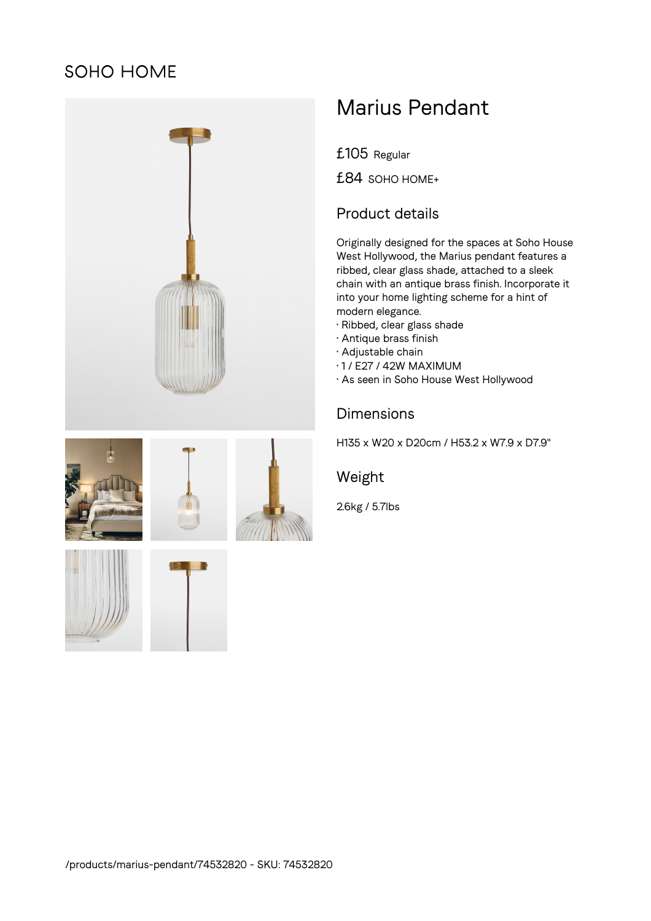SOHO HOME

# Marius Pendant

£105 Regular

£84 SOHO HOME+

## Product details

Originally designed for the spaces at Soho House West Hollywood, the Marius pendant features a ribbed, clear glass shade, attached to a sleek chain with an antique brass finish. Incorporate it into your home lighting scheme for a hint of modern elegance.

· Ribbed, clear glass shade
· Antique brass finish
· Adjustable chain
· 1 / E27 / 42W MAXIMUM
· As seen in Soho House West Hollywood

## Dimensions

H135 x W20 x D20cm / H53.2 x W7.9 x D7.9"

## Weight

2.6kg / 5.7lbs

/products/marius-pendant/74532820 - SKU: 74532820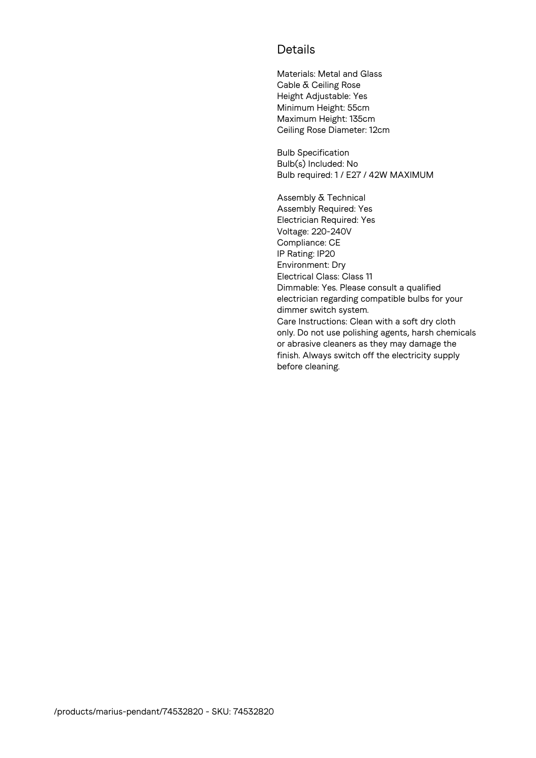## Details

Materials: Metal and Glass
Cable & Ceiling Rose
Height Adjustable: Yes
Minimum Height: 55cm
Maximum Height: 135cm
Ceiling Rose Diameter: 12cm

Bulb Specification
Bulb(s) Included: No
Bulb required: 1 / E27 / 42W MAXIMUM

Assembly & Technical
Assembly Required: Yes
Electrician Required: Yes
Voltage: 220-240V
Compliance: CE
IP Rating: IP20
Environment: Dry
Electrical Class: Class 11
Dimmable: Yes. Please consult a qualified electrician regarding compatible bulbs for your dimmer switch system.
Care Instructions: Clean with a soft dry cloth only. Do not use polishing agents, harsh chemicals or abrasive cleaners as they may damage the finish. Always switch off the electricity supply before cleaning.

/products/marius-pendant/74532820 - SKU: 74532820